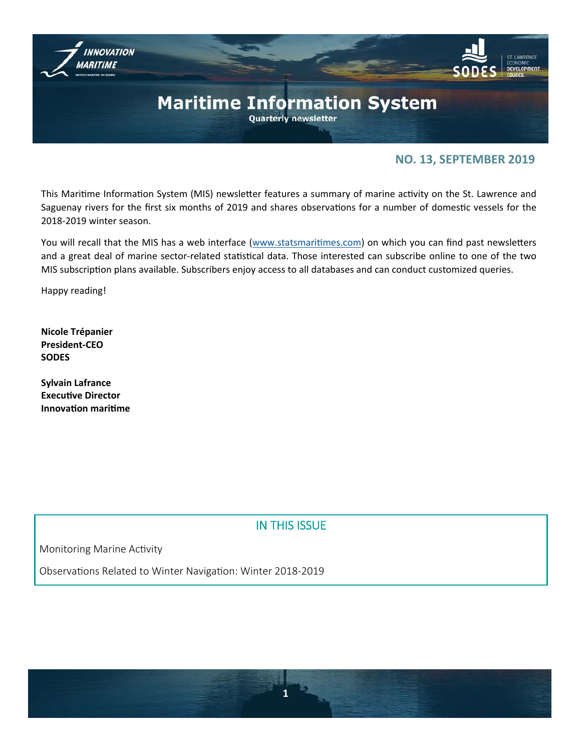# Maritime Information System

**Quarterly newsletter**

## NO. 13, SEPTEMBER 2019

This Maritime Information System (MIS) newsletter features a summary of marine activity on the St. Lawrence and Saguenay rivers for the first six months of 2019 and shares observations for a number of domestic vessels for the 2018-2019 winter season.

You will recall that the MIS has a web interface (www.statsmaritimes.com) on which you can find past newsletters and a great deal of marine sector-related statistical data. Those interested can subscribe online to one of the two MIS subscription plans available. Subscribers enjoy access to all databases and can conduct customized queries.

Happy reading!

**Nicole Trépanier**
**President-CEO**
**SODES**

**Sylvain Lafrance**
**Executive Director**
**Innovation maritime**

## IN THIS ISSUE

Monitoring Marine Activity

Observations Related to Winter Navigation: Winter 2018-2019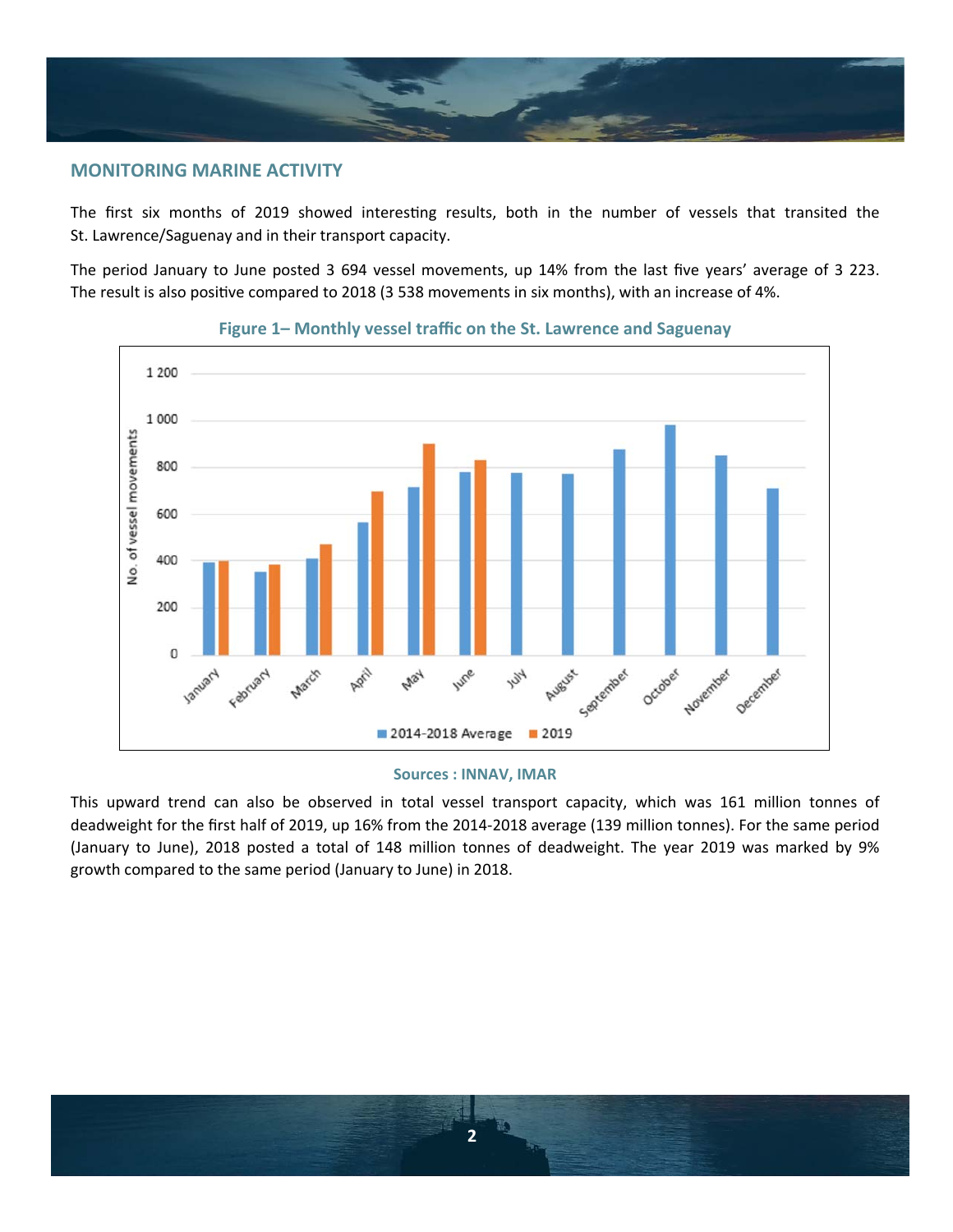## MONITORING MARINE ACTIVITY

The first six months of 2019 showed interesting results, both in the number of vessels that transited the St. Lawrence/Saguenay and in their transport capacity.

The period January to June posted 3 694 vessel movements, up 14% from the last five years' average of 3 223. The result is also positive compared to 2018 (3 538 movements in six months), with an increase of 4%.

**Figure 1– Monthly vessel traffic on the St. Lawrence and Saguenay**

**Sources : INNAV, IMAR**

This upward trend can also be observed in total vessel transport capacity, which was 161 million tonnes of deadweight for the first half of 2019, up 16% from the 2014-2018 average (139 million tonnes). For the same period (January to June), 2018 posted a total of 148 million tonnes of deadweight. The year 2019 was marked by 9% growth compared to the same period (January to June) in 2018.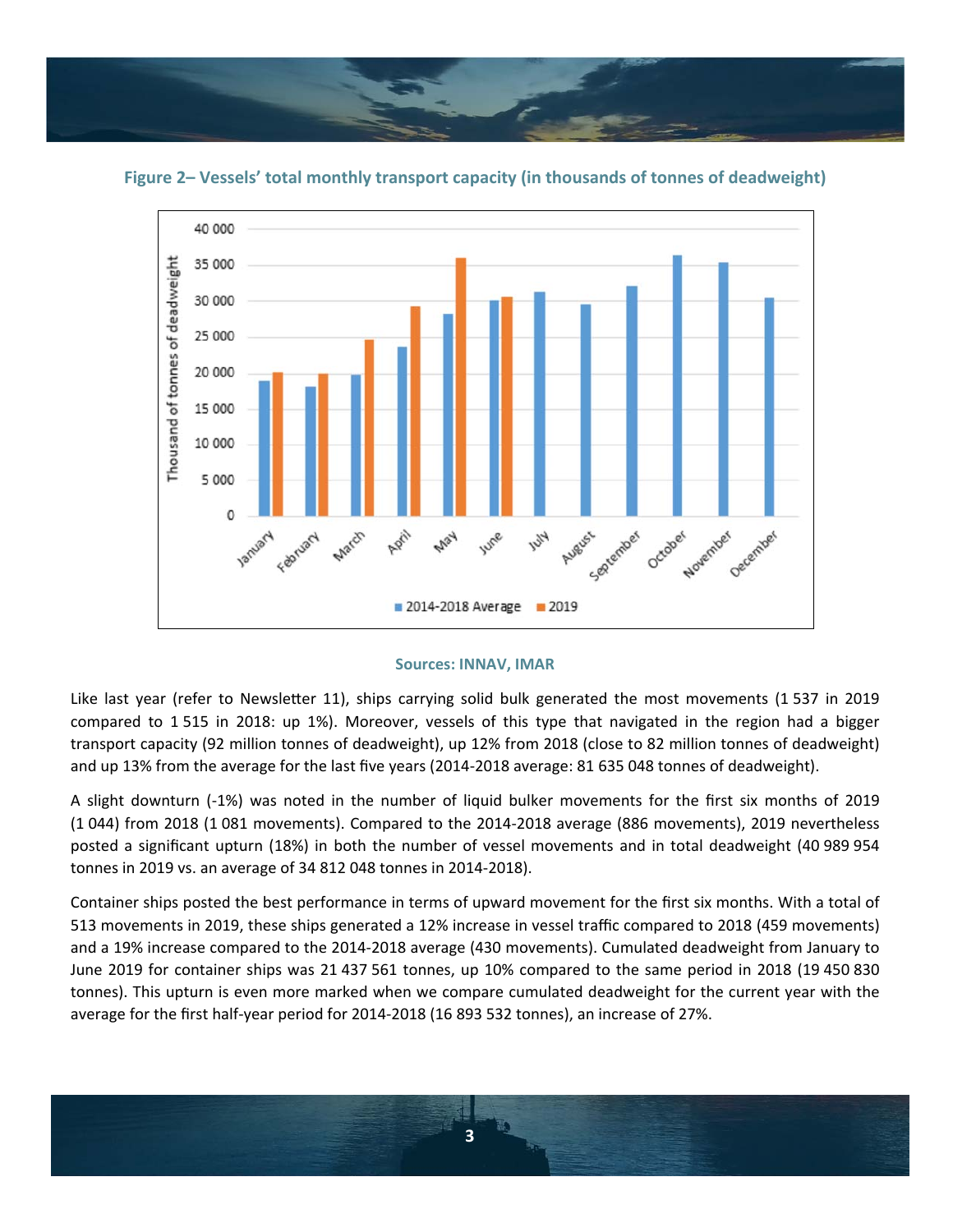**Figure 2– Vessels' total monthly transport capacity (in thousands of tonnes of deadweight)**

**Sources: INNAV, IMAR**

Like last year (refer to Newsletter 11), ships carrying solid bulk generated the most movements (1 537 in 2019 compared to 1 515 in 2018: up 1%). Moreover, vessels of this type that navigated in the region had a bigger transport capacity (92 million tonnes of deadweight), up 12% from 2018 (close to 82 million tonnes of deadweight) and up 13% from the average for the last five years (2014-2018 average: 81 635 048 tonnes of deadweight).

A slight downturn (-1%) was noted in the number of liquid bulker movements for the first six months of 2019 (1 044) from 2018 (1 081 movements). Compared to the 2014-2018 average (886 movements), 2019 nevertheless posted a significant upturn (18%) in both the number of vessel movements and in total deadweight (40 989 954 tonnes in 2019 vs. an average of 34 812 048 tonnes in 2014-2018).

Container ships posted the best performance in terms of upward movement for the first six months. With a total of 513 movements in 2019, these ships generated a 12% increase in vessel traffic compared to 2018 (459 movements) and a 19% increase compared to the 2014-2018 average (430 movements). Cumulated deadweight from January to June 2019 for container ships was 21 437 561 tonnes, up 10% compared to the same period in 2018 (19 450 830 tonnes). This upturn is even more marked when we compare cumulated deadweight for the current year with the average for the first half-year period for 2014-2018 (16 893 532 tonnes), an increase of 27%.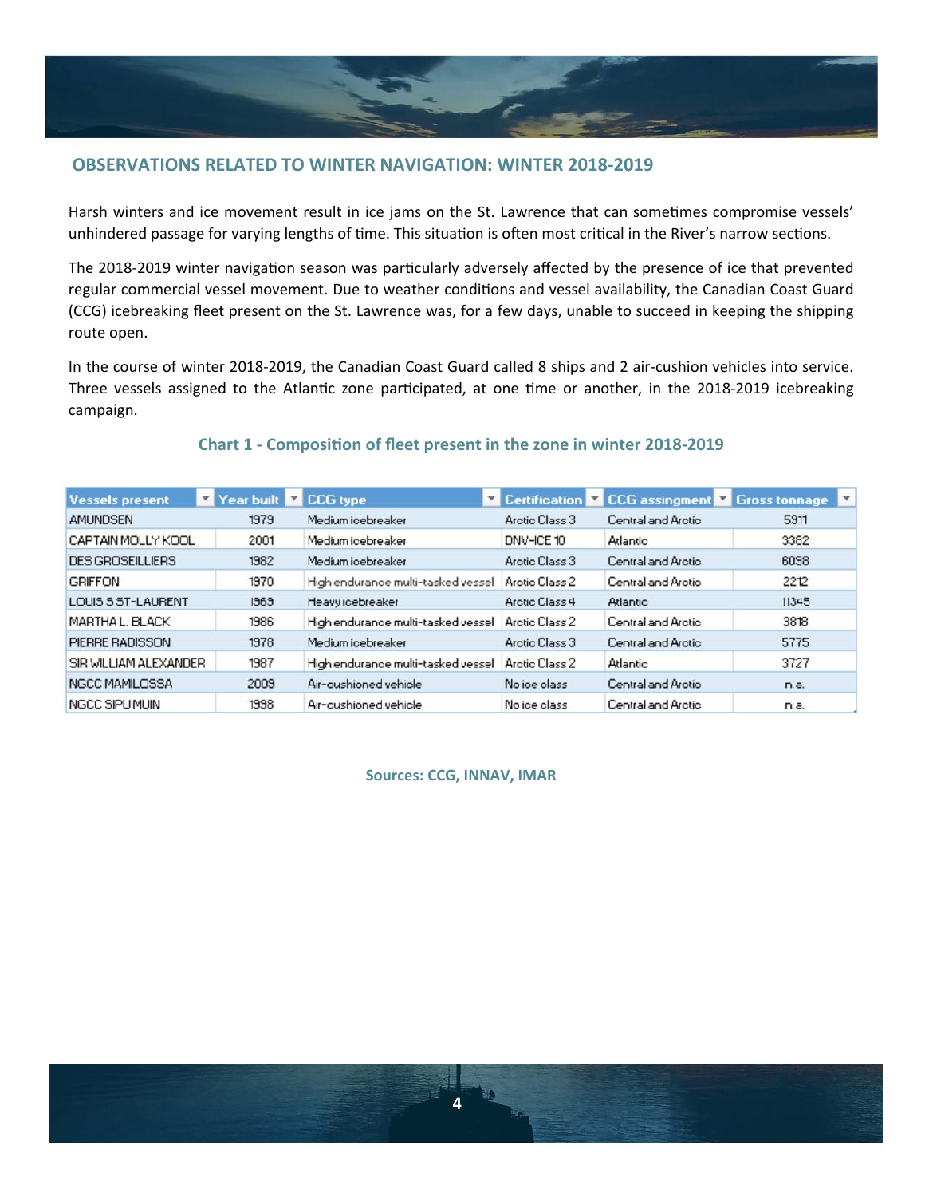## OBSERVATIONS RELATED TO WINTER NAVIGATION: WINTER 2018-2019

Harsh winters and ice movement result in ice jams on the St. Lawrence that can sometimes compromise vessels' unhindered passage for varying lengths of time. This situation is often most critical in the River's narrow sections.

The 2018-2019 winter navigation season was particularly adversely affected by the presence of ice that prevented regular commercial vessel movement. Due to weather conditions and vessel availability, the Canadian Coast Guard (CCG) icebreaking fleet present on the St. Lawrence was, for a few days, unable to succeed in keeping the shipping route open.

In the course of winter 2018-2019, the Canadian Coast Guard called 8 ships and 2 air-cushion vehicles into service. Three vessels assigned to the Atlantic zone participated, at one time or another, in the 2018-2019 icebreaking campaign.

### Chart 1 - Composition of fleet present in the zone in winter 2018-2019

| Vessels present | Year built | CCG type | Certification | CCG assingment | Gross tonnage |
|---|---|---|---|---|---|
| AMUNDSEN | 1979 | Medium icebreaker | Arctic Class 3 | Central and Arctic | 5911 |
| CAPTAIN MOLLY KOOL | 2001 | Medium icebreaker | DNV-ICE 10 | Atlantic | 3382 |
| DES GROSEILLIERS | 1982 | Medium icebreaker | Arctic Class 3 | Central and Arctic | 6098 |
| GRIFFON | 1970 | High endurance multi-tasked vessel | Arctic Class 2 | Central and Arctic | 2212 |
| LOUIS S ST-LAURENT | 1969 | Heavy icebreaker | Arctic Class 4 | Atlantic | 11345 |
| MARTHA L. BLACK | 1986 | High endurance multi-tasked vessel | Arctic Class 2 | Central and Arctic | 3818 |
| PIERRE RADISSON | 1978 | Medium icebreaker | Arctic Class 3 | Central and Arctic | 5775 |
| SIR WILLIAM ALEXANDER | 1987 | High endurance multi-tasked vessel | Arctic Class 2 | Atlantic | 3727 |
| NGCC MAMILOSSA | 2009 | Air-cushioned vehicle | No ice class | Central and Arctic | n.a. |
| NGCC SIPU MUIN | 1998 | Air-cushioned vehicle | No ice class | Central and Arctic | n.a. |

**Sources: CCG, INNAV, IMAR**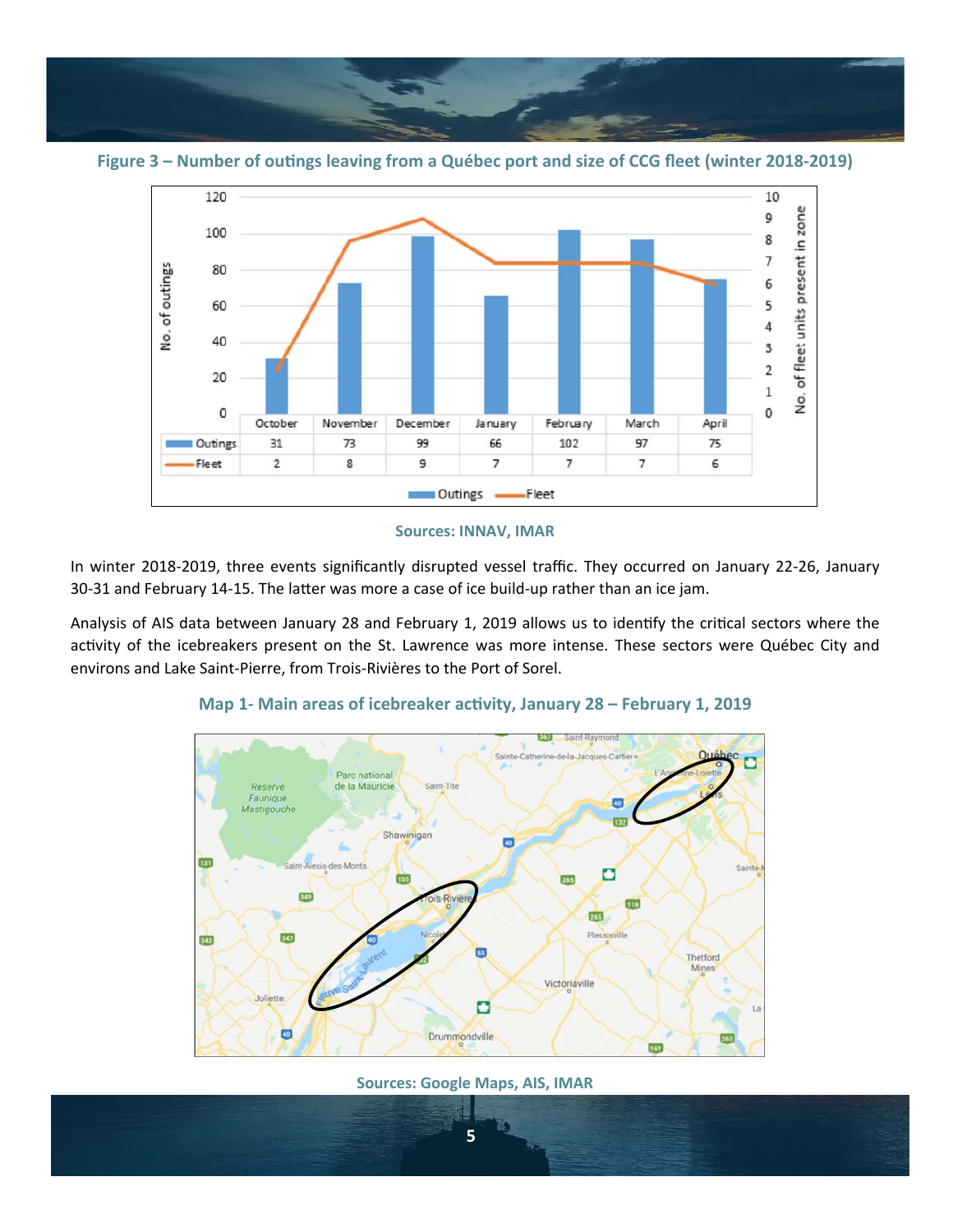**Figure 3 – Number of outings leaving from a Québec port and size of CCG fleet (winter 2018-2019)**

| | October | November | December | January | February | March | April |
|---|---|---|---|---|---|---|---|
| Outings | 31 | 73 | 99 | 66 | 102 | 97 | 75 |
| Fleet | 2 | 8 | 9 | 7 | 7 | 7 | 6 |

Sources: INNAV, IMAR

In winter 2018-2019, three events significantly disrupted vessel traffic. They occurred on January 22-26, January 30-31 and February 14-15. The latter was more a case of ice build-up rather than an ice jam.

Analysis of AIS data between January 28 and February 1, 2019 allows us to identify the critical sectors where the activity of the icebreakers present on the St. Lawrence was more intense. These sectors were Québec City and environs and Lake Saint-Pierre, from Trois-Rivières to the Port of Sorel.

**Map 1- Main areas of icebreaker activity, January 28 – February 1, 2019**

Sources: Google Maps, AIS, IMAR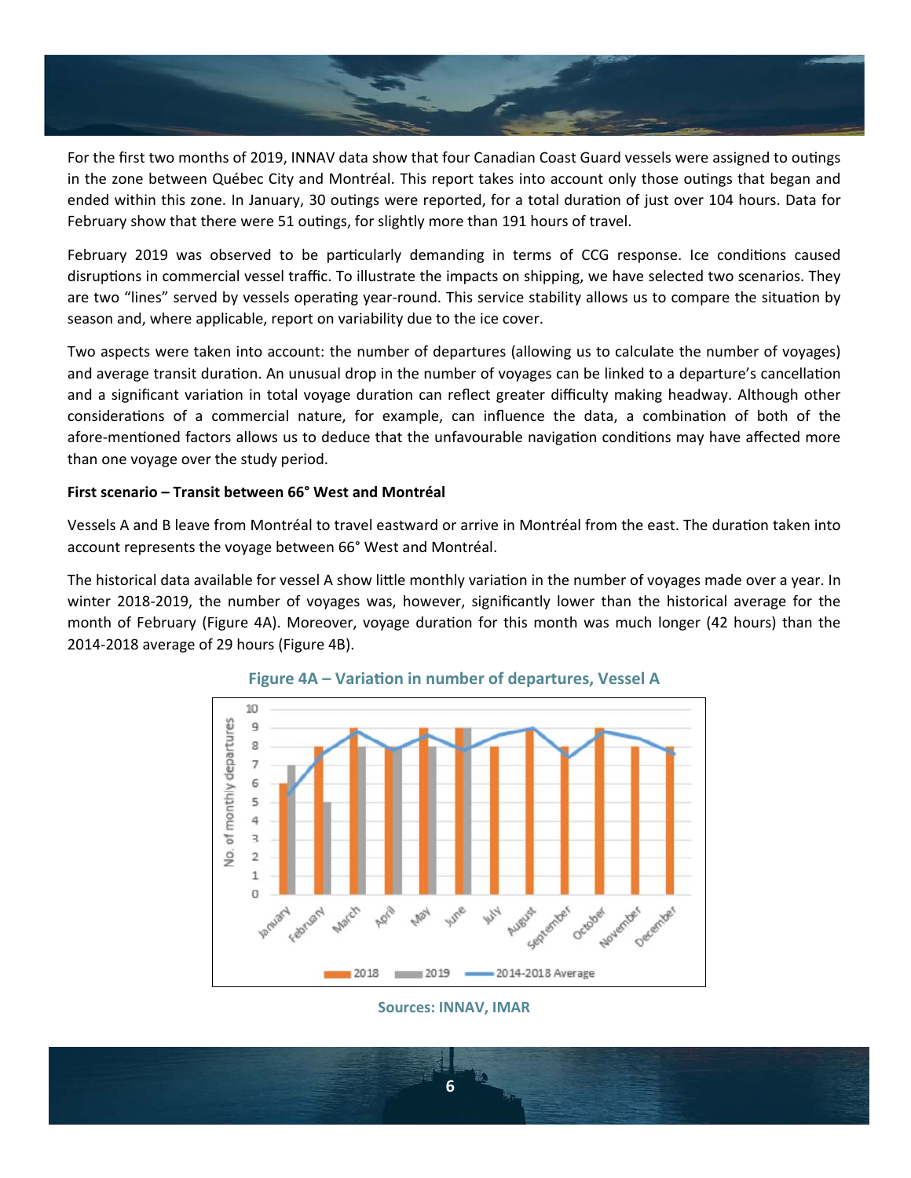For the first two months of 2019, INNAV data show that four Canadian Coast Guard vessels were assigned to outings in the zone between Québec City and Montréal. This report takes into account only those outings that began and ended within this zone. In January, 30 outings were reported, for a total duration of just over 104 hours. Data for February show that there were 51 outings, for slightly more than 191 hours of travel.

February 2019 was observed to be particularly demanding in terms of CCG response. Ice conditions caused disruptions in commercial vessel traffic. To illustrate the impacts on shipping, we have selected two scenarios. They are two “lines” served by vessels operating year-round. This service stability allows us to compare the situation by season and, where applicable, report on variability due to the ice cover.

Two aspects were taken into account: the number of departures (allowing us to calculate the number of voyages) and average transit duration. An unusual drop in the number of voyages can be linked to a departure’s cancellation and a significant variation in total voyage duration can reflect greater difficulty making headway. Although other considerations of a commercial nature, for example, can influence the data, a combination of both of the afore-mentioned factors allows us to deduce that the unfavourable navigation conditions may have affected more than one voyage over the study period.

**First scenario – Transit between 66° West and Montréal**

Vessels A and B leave from Montréal to travel eastward or arrive in Montréal from the east. The duration taken into account represents the voyage between 66° West and Montréal.

The historical data available for vessel A show little monthly variation in the number of voyages made over a year. In winter 2018-2019, the number of voyages was, however, significantly lower than the historical average for the month of February (Figure 4A). Moreover, voyage duration for this month was much longer (42 hours) than the 2014-2018 average of 29 hours (Figure 4B).

**Figure 4A – Variation in number of departures, Vessel A**

| Month | 2018 | 2019 |
|---|---|---|
| January | 6 | 7 |
| February | 8 | 5 |
| March | 9 | 8 |
| April | 8 | 8 |
| May | 9 | 8 |
| June | 9 | 9 |
| July | 8 | |
| August | 9 | |
| September | 8 | |
| October | 9 | |
| November | 8 | |
| December | 8 | |

Sources: INNAV, IMAR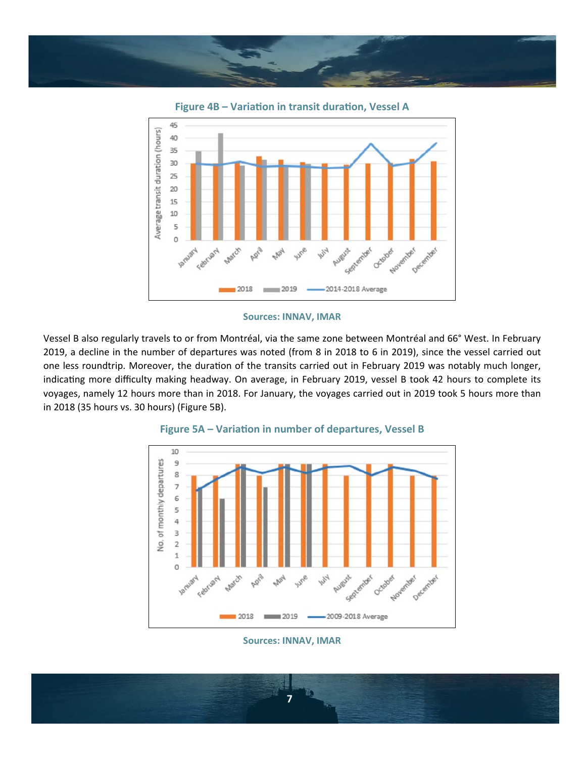**Figure 4B – Variation in transit duration, Vessel A**

**Sources: INNAV, IMAR**

Vessel B also regularly travels to or from Montréal, via the same zone between Montréal and 66° West. In February 2019, a decline in the number of departures was noted (from 8 in 2018 to 6 in 2019), since the vessel carried out one less roundtrip. Moreover, the duration of the transits carried out in February 2019 was notably much longer, indicating more difficulty making headway. On average, in February 2019, vessel B took 42 hours to complete its voyages, namely 12 hours more than in 2018. For January, the voyages carried out in 2019 took 5 hours more than in 2018 (35 hours vs. 30 hours) (Figure 5B).

**Figure 5A – Variation in number of departures, Vessel B**

**Sources: INNAV, IMAR**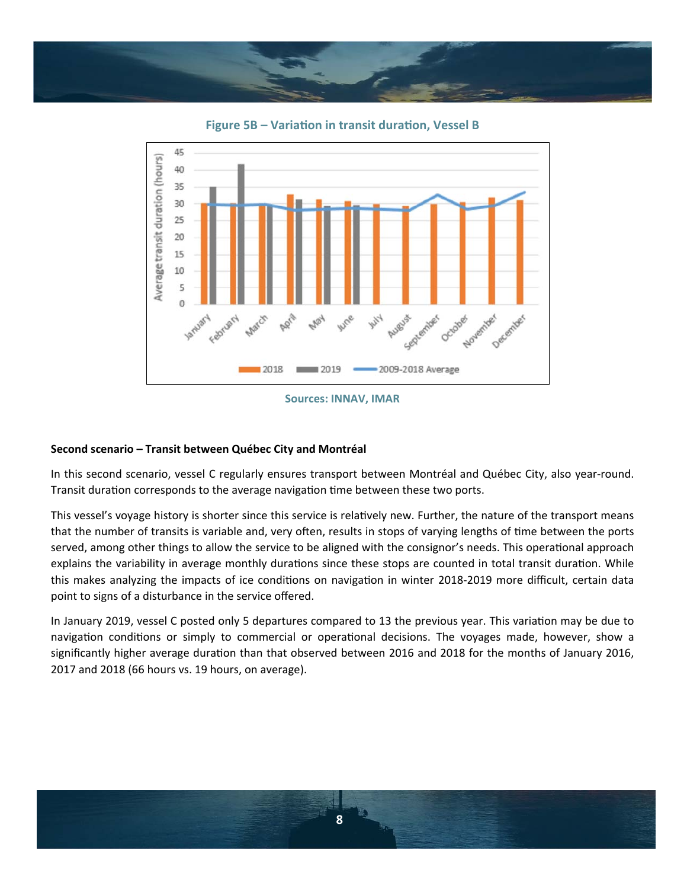**Figure 5B – Variation in transit duration, Vessel B**

**Sources: INNAV, IMAR**

**Second scenario – Transit between Québec City and Montréal**

In this second scenario, vessel C regularly ensures transport between Montréal and Québec City, also year-round. Transit duration corresponds to the average navigation time between these two ports.

This vessel's voyage history is shorter since this service is relatively new. Further, the nature of the transport means that the number of transits is variable and, very often, results in stops of varying lengths of time between the ports served, among other things to allow the service to be aligned with the consignor's needs. This operational approach explains the variability in average monthly durations since these stops are counted in total transit duration. While this makes analyzing the impacts of ice conditions on navigation in winter 2018-2019 more difficult, certain data point to signs of a disturbance in the service offered.

In January 2019, vessel C posted only 5 departures compared to 13 the previous year. This variation may be due to navigation conditions or simply to commercial or operational decisions. The voyages made, however, show a significantly higher average duration than that observed between 2016 and 2018 for the months of January 2016, 2017 and 2018 (66 hours vs. 19 hours, on average).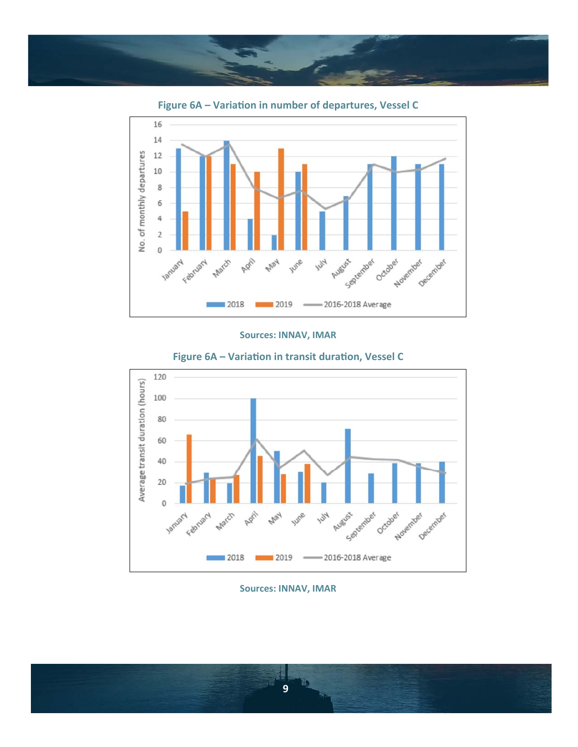**Figure 6A – Variation in number of departures, Vessel C**

**Sources: INNAV, IMAR**

**Figure 6A – Variation in transit duration, Vessel C**

**Sources: INNAV, IMAR**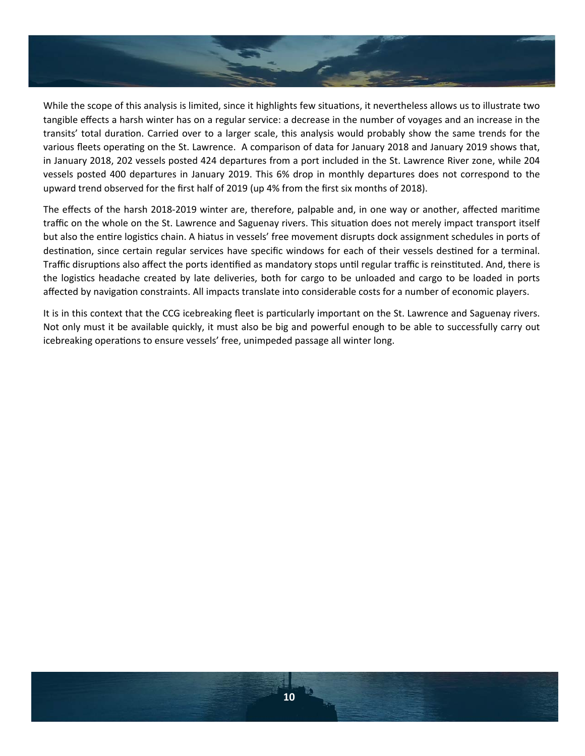While the scope of this analysis is limited, since it highlights few situations, it nevertheless allows us to illustrate two tangible effects a harsh winter has on a regular service: a decrease in the number of voyages and an increase in the transits' total duration. Carried over to a larger scale, this analysis would probably show the same trends for the various fleets operating on the St. Lawrence.  A comparison of data for January 2018 and January 2019 shows that, in January 2018, 202 vessels posted 424 departures from a port included in the St. Lawrence River zone, while 204 vessels posted 400 departures in January 2019. This 6% drop in monthly departures does not correspond to the upward trend observed for the first half of 2019 (up 4% from the first six months of 2018).

The effects of the harsh 2018-2019 winter are, therefore, palpable and, in one way or another, affected maritime traffic on the whole on the St. Lawrence and Saguenay rivers. This situation does not merely impact transport itself but also the entire logistics chain. A hiatus in vessels' free movement disrupts dock assignment schedules in ports of destination, since certain regular services have specific windows for each of their vessels destined for a terminal. Traffic disruptions also affect the ports identified as mandatory stops until regular traffic is reinstituted. And, there is the logistics headache created by late deliveries, both for cargo to be unloaded and cargo to be loaded in ports affected by navigation constraints. All impacts translate into considerable costs for a number of economic players.

It is in this context that the CCG icebreaking fleet is particularly important on the St. Lawrence and Saguenay rivers. Not only must it be available quickly, it must also be big and powerful enough to be able to successfully carry out icebreaking operations to ensure vessels' free, unimpeded passage all winter long.